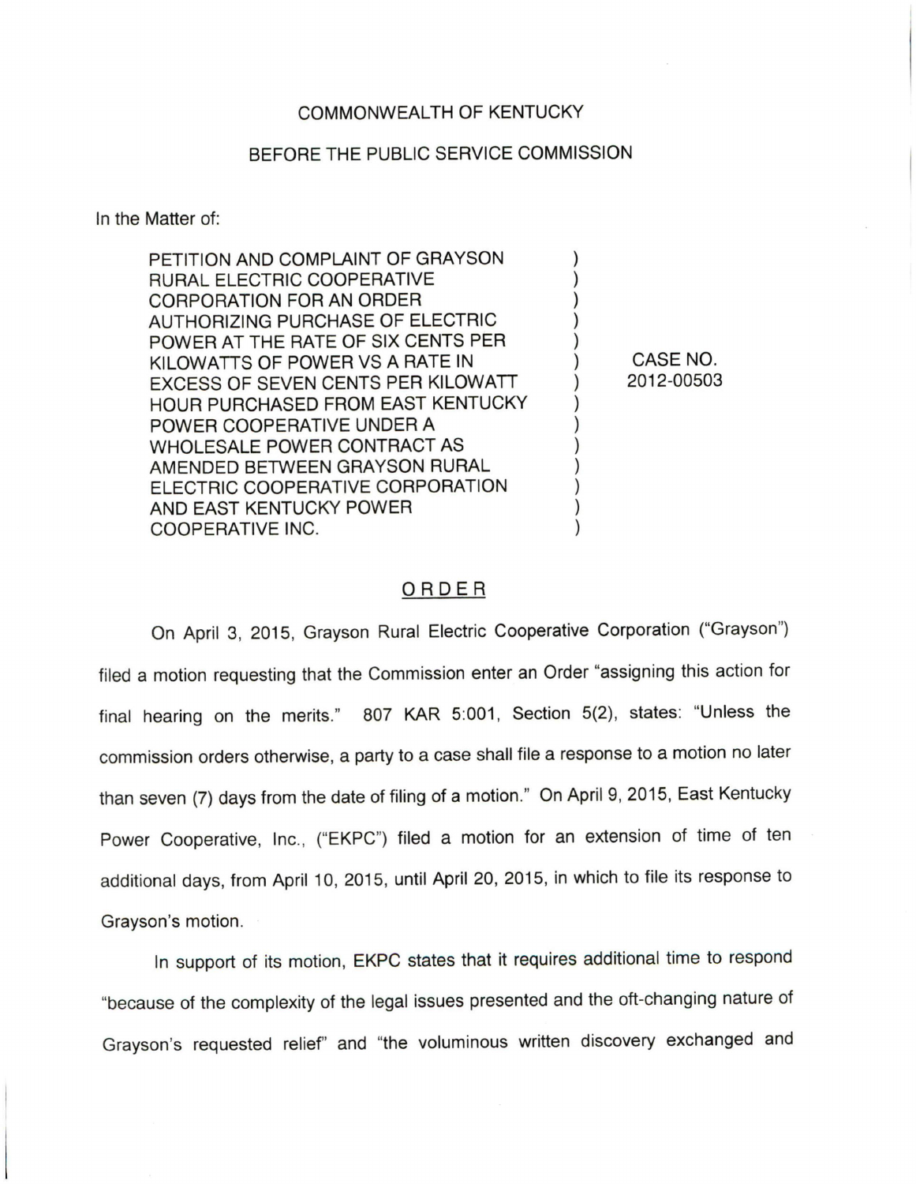COMMONWEALTH OF KENTUCKY

BEFORE THE PUBLIC SERVICE COMMISSION

In the Matter of:

| | | |
|---|---|---|
| PETITION AND COMPLAINT OF GRAYSON RURAL ELECTRIC COOPERATIVE CORPORATION FOR AN ORDER AUTHORIZING PURCHASE OF ELECTRIC POWER AT THE RATE OF SIX CENTS PER KILOWATTS OF POWER VS A RATE IN EXCESS OF SEVEN CENTS PER KILOWATT HOUR PURCHASED FROM EAST KENTUCKY POWER COOPERATIVE UNDER A WHOLESALE POWER CONTRACT AS AMENDED BETWEEN GRAYSON RURAL ELECTRIC COOPERATIVE CORPORATION AND EAST KENTUCKY POWER COOPERATIVE INC. | ) | CASE NO. 2012-00503 |

## ORDER

On April 3, 2015, Grayson Rural Electric Cooperative Corporation ("Grayson") filed a motion requesting that the Commission enter an Order "assigning this action for final hearing on the merits." 807 KAR 5:001, Section 5(2), states: "Unless the commission orders otherwise, a party to a case shall file a response to a motion no later than seven (7) days from the date of filing of a motion." On April 9, 2015, East Kentucky Power Cooperative, Inc., ("EKPC") filed a motion for an extension of time of ten additional days, from April 10, 2015, until April 20, 2015, in which to file its response to Grayson's motion.

In support of its motion, EKPC states that it requires additional time to respond "because of the complexity of the legal issues presented and the oft-changing nature of Grayson's requested relief" and "the voluminous written discovery exchanged and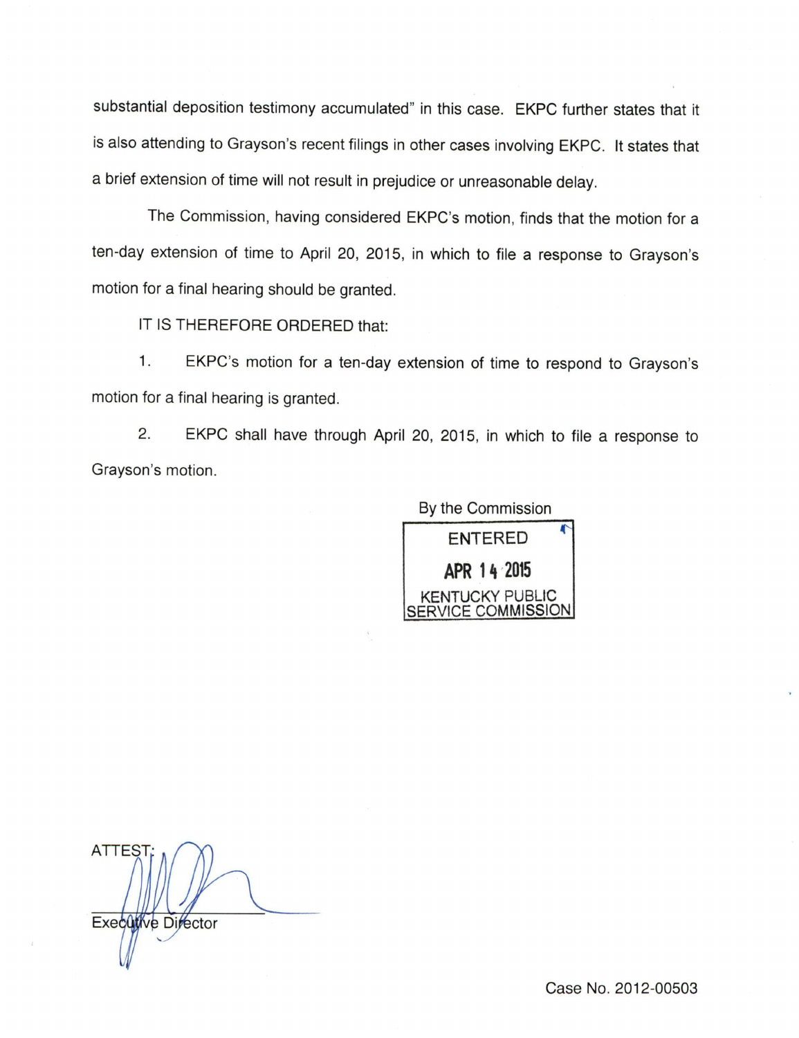substantial deposition testimony accumulated" in this case. EKPC further states that it is also attending to Grayson's recent filings in other cases involving EKPC. It states that a brief extension of time will not result in prejudice or unreasonable delay.

The Commission, having considered EKPC's motion, finds that the motion for a ten-day extension of time to April 20, 2015, in which to file a response to Grayson's motion for a final hearing should be granted.

IT IS THEREFORE ORDERED that:

1. EKPC's motion for a ten-day extension of time to respond to Grayson's motion for a final hearing is granted.

2. EKPC shall have through April 20, 2015, in which to file a response to Grayson's motion.

By the Commission

ENTERED

APR 14 2015

KENTUCKY PUBLIC SERVICE COMMISSION

ATTEST:

Executive Director

Case No. 2012-00503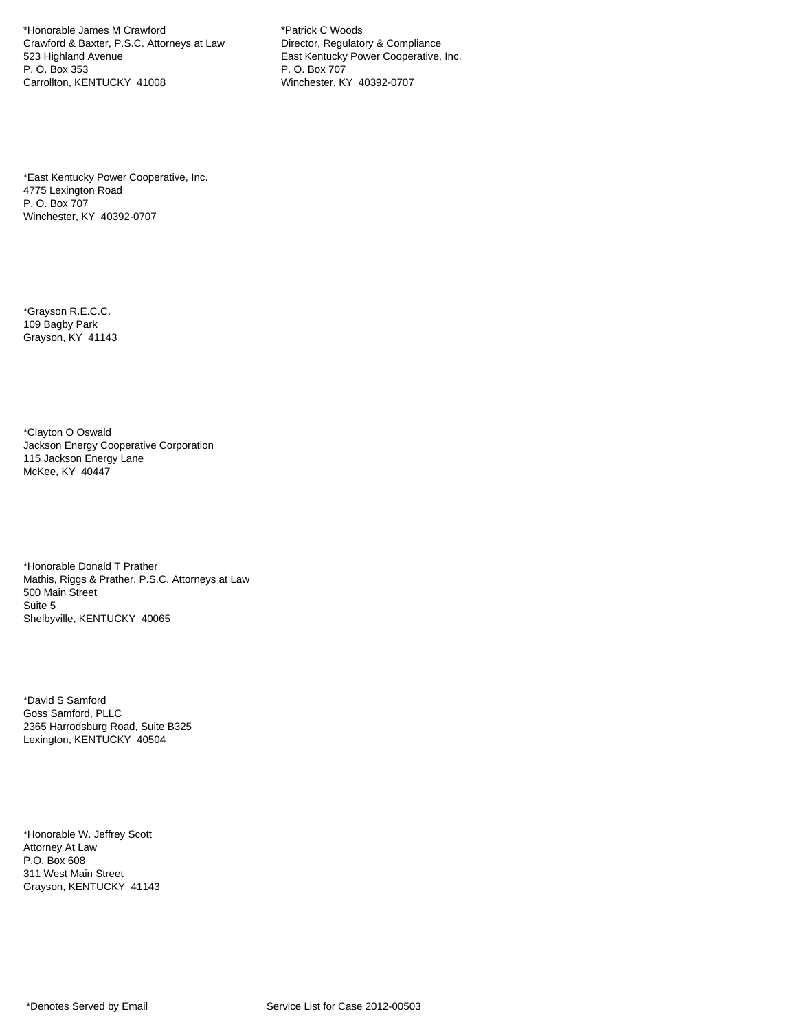*Honorable James M Crawford
Crawford & Baxter, P.S.C. Attorneys at Law
523 Highland Avenue
P. O. Box 353
Carrollton, KENTUCKY  41008

*Patrick C Woods
Director, Regulatory & Compliance
East Kentucky Power Cooperative, Inc.
P. O. Box 707
Winchester, KY  40392-0707

*East Kentucky Power Cooperative, Inc.
4775 Lexington Road
P. O. Box 707
Winchester, KY  40392-0707

*Grayson R.E.C.C.
109 Bagby Park
Grayson, KY  41143

*Clayton O Oswald
Jackson Energy Cooperative Corporation
115 Jackson Energy Lane
McKee, KY  40447

*Honorable Donald T Prather
Mathis, Riggs & Prather, P.S.C. Attorneys at Law
500 Main Street
Suite 5
Shelbyville, KENTUCKY  40065

*David S Samford
Goss Samford, PLLC
2365 Harrodsburg Road, Suite B325
Lexington, KENTUCKY  40504

*Honorable W. Jeffrey Scott
Attorney At Law
P.O. Box 608
311 West Main Street
Grayson, KENTUCKY  41143

*Denotes Served by Email

Service List for Case 2012-00503